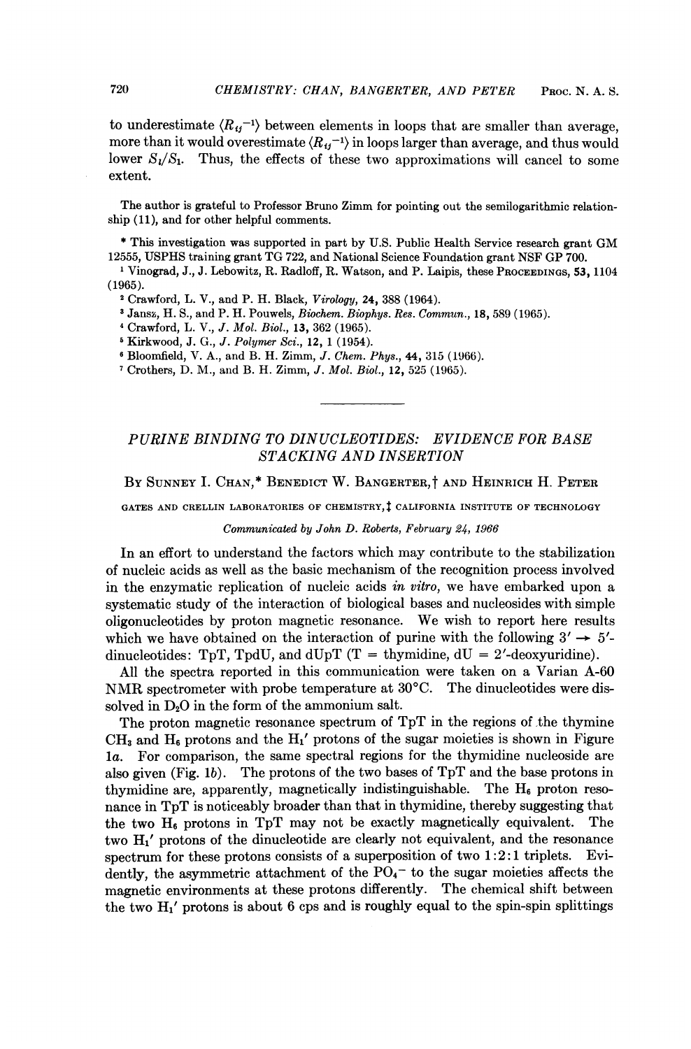to underestimate $\langle R_{ij}^{-1}\rangle$ between elements in loops that are smaller than average, more than it would overestimate $\langle R_{ij}^{-1}\rangle$ in loops larger than average, and thus would lower $S_l/S_1$. Thus, the effects of these two approximations will cancel to some extent.

The author is grateful to Professor Bruno Zimm for pointing out the semilogarithmic relationship (11), and for other helpful comments.

\* This investigation was supported in part by U.S. Public Health Service research grant GM 12555, USPHS training grant TG 722, and National Science Foundation grant NSF GP 700.

[1] Vinograd, J., J. Lebowitz, R. Radloff, R. Watson, and P. Laipis, these PROCEEDINGS, **53**, 1104 (1965).

[2] Crawford, L. V., and P. H. Black, *Virology*, **24**, 388 (1964).

[3] Jansz, H. S., and P. H. Pouwels, *Biochem. Biophys. Res. Commun.*, **18**, 589 (1965).

[4] Crawford, L. V., *J. Mol. Biol.*, **13**, 362 (1965).

[5] Kirkwood, J. G., *J. Polymer Sci.*, **12**, 1 (1954).

[6] Bloomfield, V. A., and B. H. Zimm, *J. Chem. Phys.*, **44**, 315 (1966).

[7] Crothers, D. M., and B. H. Zimm, *J. Mol. Biol.*, **12**, 525 (1965).

---

# PURINE BINDING TO DINUCLEOTIDES: EVIDENCE FOR BASE STACKING AND INSERTION

By Sunney I. Chan,* Benedict W. Bangerter,† and Heinrich H. Peter

GATES AND CRELLIN LABORATORIES OF CHEMISTRY,‡ CALIFORNIA INSTITUTE OF TECHNOLOGY

*Communicated by John D. Roberts, February 24, 1966*

In an effort to understand the factors which may contribute to the stabilization of nucleic acids as well as the basic mechanism of the recognition process involved in the enzymatic replication of nucleic acids *in vitro*, we have embarked upon a systematic study of the interaction of biological bases and nucleosides with simple oligonucleotides by proton magnetic resonance. We wish to report here results which we have obtained on the interaction of purine with the following $3' \rightarrow 5'$-dinucleotides: TpT, TpdU, and dUpT (T = thymidine, dU = 2′-deoxyuridine).

All the spectra reported in this communication were taken on a Varian A-60 NMR spectrometer with probe temperature at 30°C. The dinucleotides were dissolved in $D_2O$ in the form of the ammonium salt.

The proton magnetic resonance spectrum of TpT in the regions of the thymine $CH_3$ and $H_6$ protons and the $H_1'$ protons of the sugar moieties is shown in Figure 1*a*. For comparison, the same spectral regions for the thymidine nucleoside are also given (Fig. 1*b*). The protons of the two bases of TpT and the base protons in thymidine are, apparently, magnetically indistinguishable. The $H_6$ proton resonance in TpT is noticeably broader than that in thymidine, thereby suggesting that the two $H_6$ protons in TpT may not be exactly magnetically equivalent. The two $H_1'$ protons of the dinucleotide are clearly not equivalent, and the resonance spectrum for these protons consists of a superposition of two 1:2:1 triplets. Evidently, the asymmetric attachment of the $PO_4^-$ to the sugar moieties affects the magnetic environments at these protons differently. The chemical shift between the two $H_1'$ protons is about 6 cps and is roughly equal to the spin-spin splittings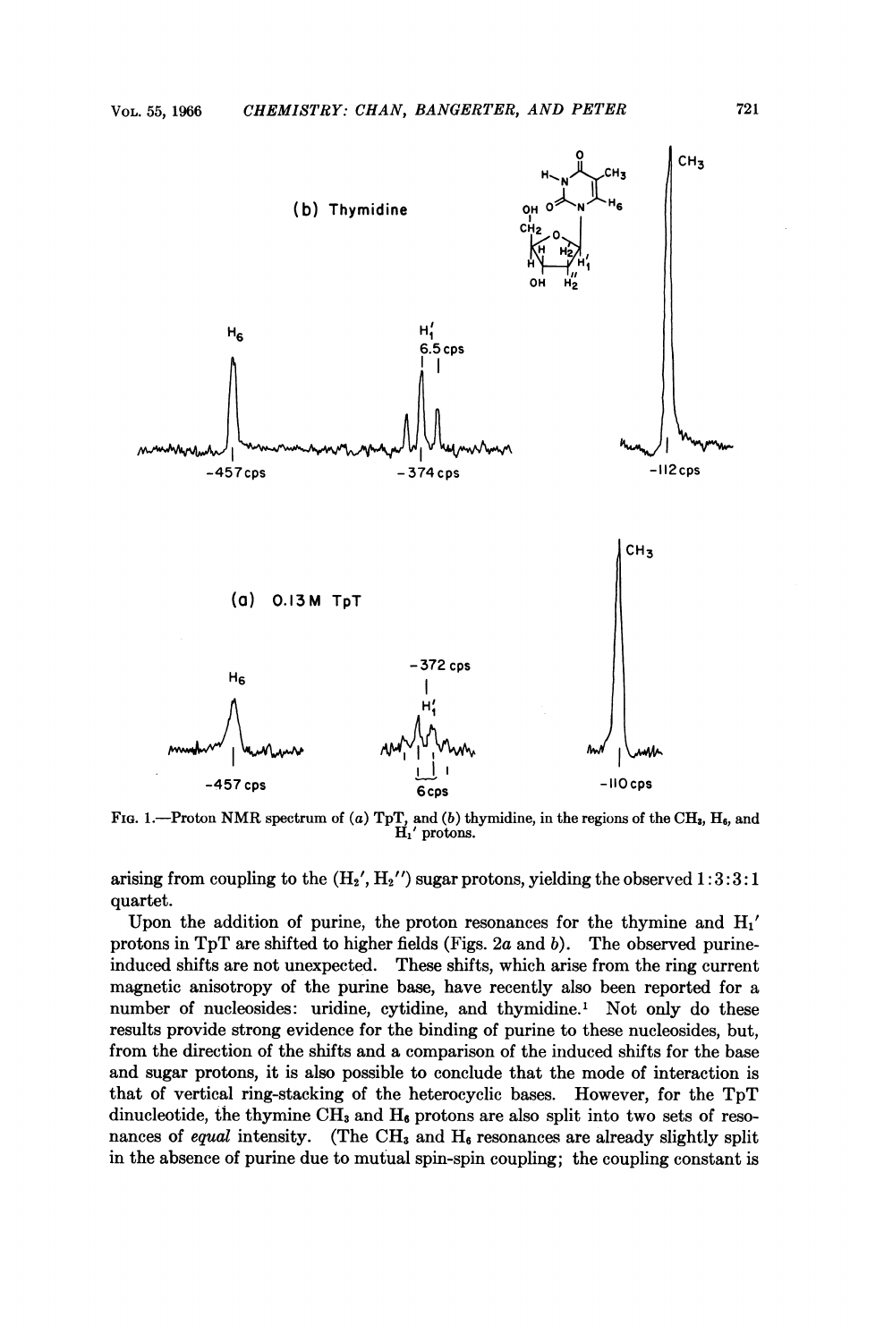(b) Thymidine

$H_6$

$H_1'$

6.5 cps

-457 cps

-374 cps

$CH_3$

-112 cps

(a) 0.13 M TpT

$H_6$

-372 cps

$H_1'$

-457 cps

6 cps

$CH_3$

-110 cps

FIG. 1.—Proton NMR spectrum of (a) TpT, and (b) thymidine, in the regions of the $CH_3$, $H_6$, and $H_1'$ protons.

arising from coupling to the ($H_2'$, $H_2''$) sugar protons, yielding the observed 1:3:3:1 quartet.

Upon the addition of purine, the proton resonances for the thymine and $H_1'$ protons in TpT are shifted to higher fields (Figs. 2*a* and *b*). The observed purine-induced shifts are not unexpected. These shifts, which arise from the ring current magnetic anisotropy of the purine base, have recently also been reported for a number of nucleosides: uridine, cytidine, and thymidine.[1] Not only do these results provide strong evidence for the binding of purine to these nucleosides, but, from the direction of the shifts and a comparison of the induced shifts for the base and sugar protons, it is also possible to conclude that the mode of interaction is that of vertical ring-stacking of the heterocyclic bases. However, for the TpT dinucleotide, the thymine $CH_3$ and $H_6$ protons are also split into two sets of resonances of *equal* intensity. (The $CH_3$ and $H_6$ resonances are already slightly split in the absence of purine due to mutual spin-spin coupling; the coupling constant is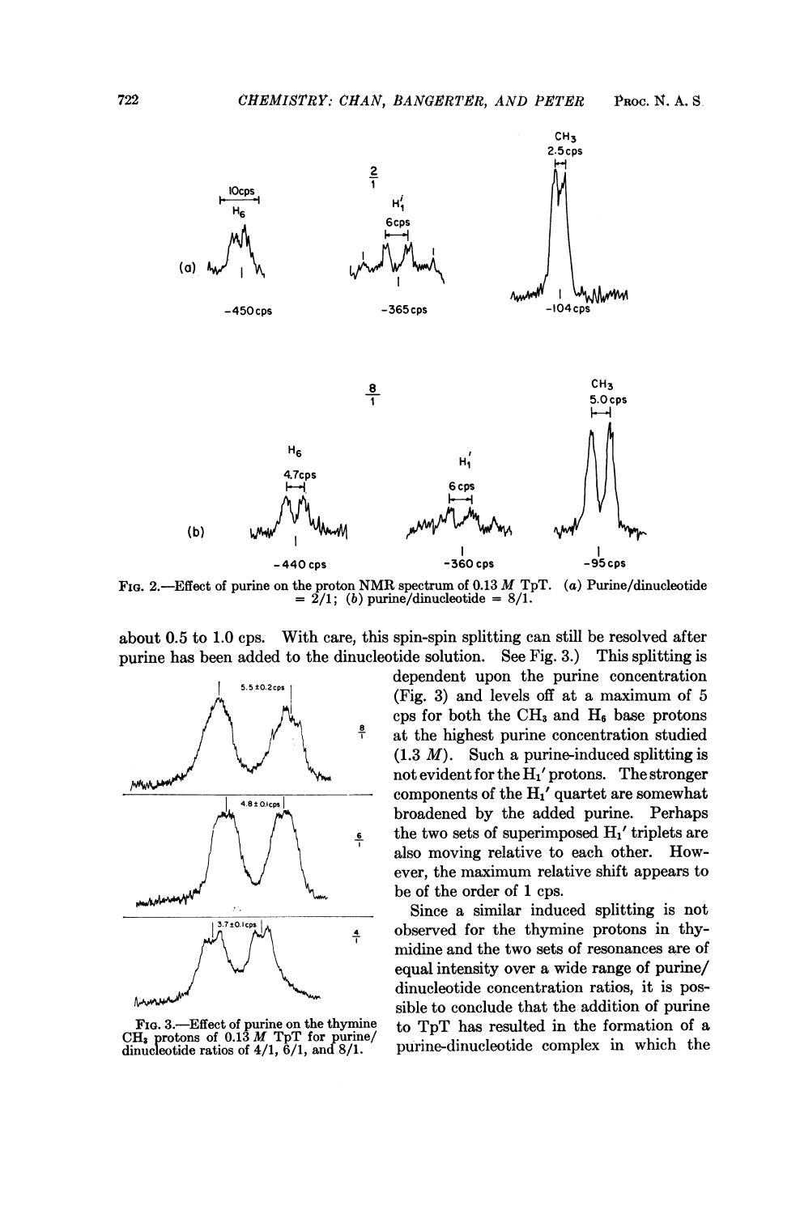CH3
2.5cps

2/1

10cps

$H_6$

$H_1'$

6cps

(a)

-450cps

-365cps

-104cps

8/1

CH3
5.0cps

$H_6$

4.7cps

$H_1'$

6cps

(b)

-440 cps

-360 cps

-95cps

FIG. 2.—Effect of purine on the proton NMR spectrum of 0.13 *M* TpT. (*a*) Purine/dinucleotide = 2/1; (*b*) purine/dinucleotide = 8/1.

about 0.5 to 1.0 cps. With care, this spin-spin splitting can still be resolved after purine has been added to the dinucleotide solution. See Fig. 3.) This splitting is dependent upon the purine concentration (Fig. 3) and levels off at a maximum of 5 cps for both the $CH_3$ and $H_6$ base protons at the highest purine concentration studied (1.3 *M*). Such a purine-induced splitting is not evident for the $H_1'$ protons. The stronger components of the $H_1'$ quartet are somewhat broadened by the added purine. Perhaps the two sets of superimposed $H_1'$ triplets are also moving relative to each other. However, the maximum relative shift appears to be of the order of 1 cps.

5.5 ± 0.2cps

8/1

4.8 ± 0.1cps

6/1

3.7 ± 0.1cps

4/1

FIG. 3.—Effect of purine on the thymine $CH_3$ protons of 0.13 *M* TpT for purine/dinucleotide ratios of 4/1, 6/1, and 8/1.

Since a similar induced splitting is not observed for the thymine protons in thymidine and the two sets of resonances are of equal intensity over a wide range of purine/dinucleotide concentration ratios, it is possible to conclude that the addition of purine to TpT has resulted in the formation of a purine-dinucleotide complex in which the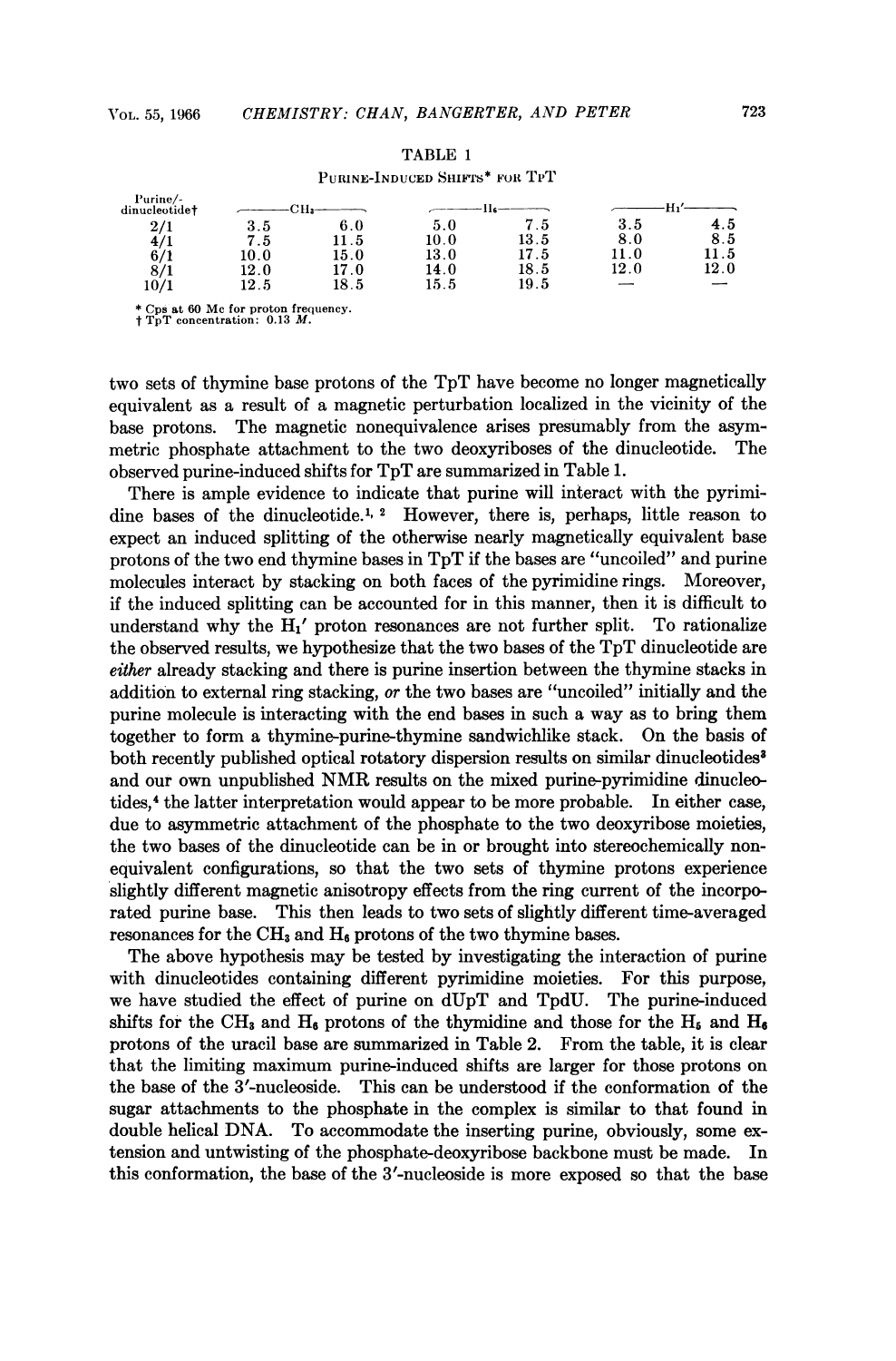TABLE 1

PURINE-INDUCED SHIFTS* FOR TPT

| Purine/-dinucleotide† | $CH_3$ | | $H_6$ | | $H_1'$ | |
|---|---|---|---|---|---|---|
| 2/1 | 3.5 | 6.0 | 5.0 | 7.5 | 3.5 | 4.5 |
| 4/1 | 7.5 | 11.5 | 10.0 | 13.5 | 8.0 | 8.5 |
| 6/1 | 10.0 | 15.0 | 13.0 | 17.5 | 11.0 | 11.5 |
| 8/1 | 12.0 | 17.0 | 14.0 | 18.5 | 12.0 | 12.0 |
| 10/1 | 12.5 | 18.5 | 15.5 | 19.5 | — | — |

\* Cps at 60 Mc for proton frequency.
† TpT concentration: 0.13 $M$.

two sets of thymine base protons of the TpT have become no longer magnetically equivalent as a result of a magnetic perturbation localized in the vicinity of the base protons. The magnetic nonequivalence arises presumably from the asymmetric phosphate attachment to the two deoxyriboses of the dinucleotide. The observed purine-induced shifts for TpT are summarized in Table 1.

There is ample evidence to indicate that purine will interact with the pyrimidine bases of the dinucleotide.[1,2] However, there is, perhaps, little reason to expect an induced splitting of the otherwise nearly magnetically equivalent base protons of the two end thymine bases in TpT if the bases are "uncoiled" and purine molecules interact by stacking on both faces of the pyrimidine rings. Moreover, if the induced splitting can be accounted for in this manner, then it is difficult to understand why the $H_1'$ proton resonances are not further split. To rationalize the observed results, we hypothesize that the two bases of the TpT dinucleotide are *either* already stacking and there is purine insertion between the thymine stacks in addition to external ring stacking, *or* the two bases are "uncoiled" initially and the purine molecule is interacting with the end bases in such a way as to bring them together to form a thymine-purine-thymine sandwichlike stack. On the basis of both recently published optical rotatory dispersion results on similar dinucleotides[3] and our own unpublished NMR results on the mixed purine-pyrimidine dinucleotides,[4] the latter interpretation would appear to be more probable. In either case, due to asymmetric attachment of the phosphate to the two deoxyribose moieties, the two bases of the dinucleotide can be in or brought into stereochemically nonequivalent configurations, so that the two sets of thymine protons experience slightly different magnetic anisotropy effects from the ring current of the incorporated purine base. This then leads to two sets of slightly different time-averaged resonances for the $CH_3$ and $H_6$ protons of the two thymine bases.

The above hypothesis may be tested by investigating the interaction of purine with dinucleotides containing different pyrimidine moieties. For this purpose, we have studied the effect of purine on dUpT and TpdU. The purine-induced shifts for the $CH_3$ and $H_6$ protons of the thymidine and those for the $H_5$ and $H_6$ protons of the uracil base are summarized in Table 2. From the table, it is clear that the limiting maximum purine-induced shifts are larger for those protons on the base of the 3'-nucleoside. This can be understood if the conformation of the sugar attachments to the phosphate in the complex is similar to that found in double helical DNA. To accommodate the inserting purine, obviously, some extension and untwisting of the phosphate-deoxyribose backbone must be made. In this conformation, the base of the 3'-nucleoside is more exposed so that the base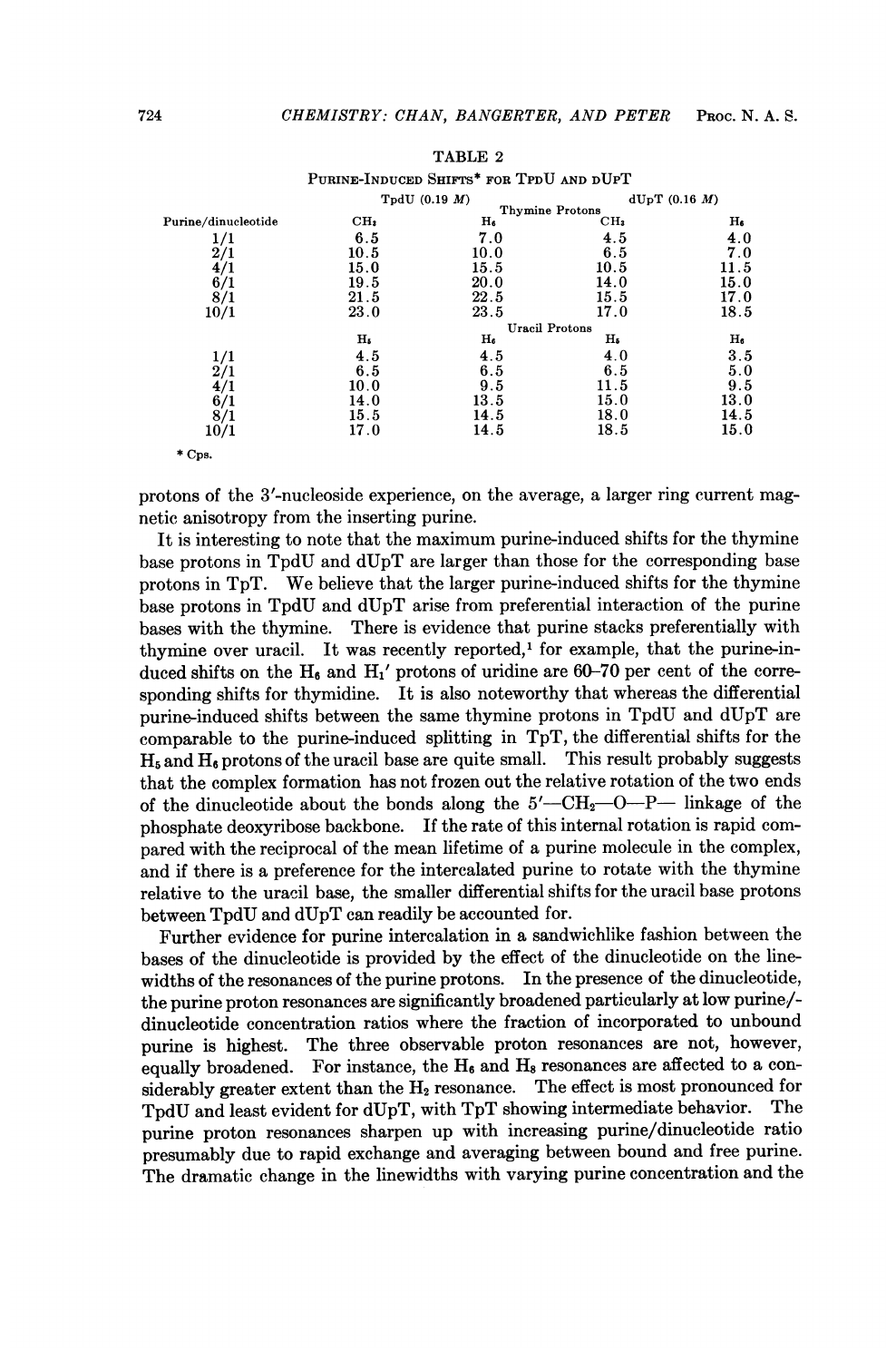TABLE 2

PURINE-INDUCED SHIFTS* FOR TPDU AND DUPT

| Purine/dinucleotide | TpdU (0.19 *M*) | | dUpT (0.16 *M*) | |
|---|---|---|---|---|
| | Thymine Protons | | | |
| | $CH_3$ | $H_6$ | $CH_3$ | $H_6$ |
| 1/1 | 6.5 | 7.0 | 4.5 | 4.0 |
| 2/1 | 10.5 | 10.0 | 6.5 | 7.0 |
| 4/1 | 15.0 | 15.5 | 10.5 | 11.5 |
| 6/1 | 19.5 | 20.0 | 14.0 | 15.0 |
| 8/1 | 21.5 | 22.5 | 15.5 | 17.0 |
| 10/1 | 23.0 | 23.5 | 17.0 | 18.5 |
| | Uracil Protons | | | |
| | $H_5$ | $H_6$ | $H_5$ | $H_6$ |
| 1/1 | 4.5 | 4.5 | 4.0 | 3.5 |
| 2/1 | 6.5 | 6.5 | 6.5 | 5.0 |
| 4/1 | 10.0 | 9.5 | 11.5 | 9.5 |
| 6/1 | 14.0 | 13.5 | 15.0 | 13.0 |
| 8/1 | 15.5 | 14.5 | 18.0 | 14.5 |
| 10/1 | 17.0 | 14.5 | 18.5 | 15.0 |

\* Cps.

protons of the 3′-nucleoside experience, on the average, a larger ring current magnetic anisotropy from the inserting purine.

It is interesting to note that the maximum purine-induced shifts for the thymine base protons in TpdU and dUpT are larger than those for the corresponding base protons in TpT. We believe that the larger purine-induced shifts for the thymine base protons in TpdU and dUpT arise from preferential interaction of the purine bases with the thymine. There is evidence that purine stacks preferentially with thymine over uracil. It was recently reported,[1] for example, that the purine-induced shifts on the $H_6$ and $H_1'$ protons of uridine are 60–70 per cent of the corresponding shifts for thymidine. It is also noteworthy that whereas the differential purine-induced shifts between the same thymine protons in TpdU and dUpT are comparable to the purine-induced splitting in TpT, the differential shifts for the $H_5$ and $H_6$ protons of the uracil base are quite small. This result probably suggests that the complex formation has not frozen out the relative rotation of the two ends of the dinucleotide about the bonds along the 5′—$CH_2$—O—P— linkage of the phosphate deoxyribose backbone. If the rate of this internal rotation is rapid compared with the reciprocal of the mean lifetime of a purine molecule in the complex, and if there is a preference for the intercalated purine to rotate with the thymine relative to the uracil base, the smaller differential shifts for the uracil base protons between TpdU and dUpT can readily be accounted for.

Further evidence for purine intercalation in a sandwichlike fashion between the bases of the dinucleotide is provided by the effect of the dinucleotide on the linewidths of the resonances of the purine protons. In the presence of the dinucleotide, the purine proton resonances are significantly broadened particularly at low purine/dinucleotide concentration ratios where the fraction of incorporated to unbound purine is highest. The three observable proton resonances are not, however, equally broadened. For instance, the $H_6$ and $H_8$ resonances are affected to a considerably greater extent than the $H_2$ resonance. The effect is most pronounced for TpdU and least evident for dUpT, with TpT showing intermediate behavior. The purine proton resonances sharpen up with increasing purine/dinucleotide ratio presumably due to rapid exchange and averaging between bound and free purine. The dramatic change in the linewidths with varying purine concentration and the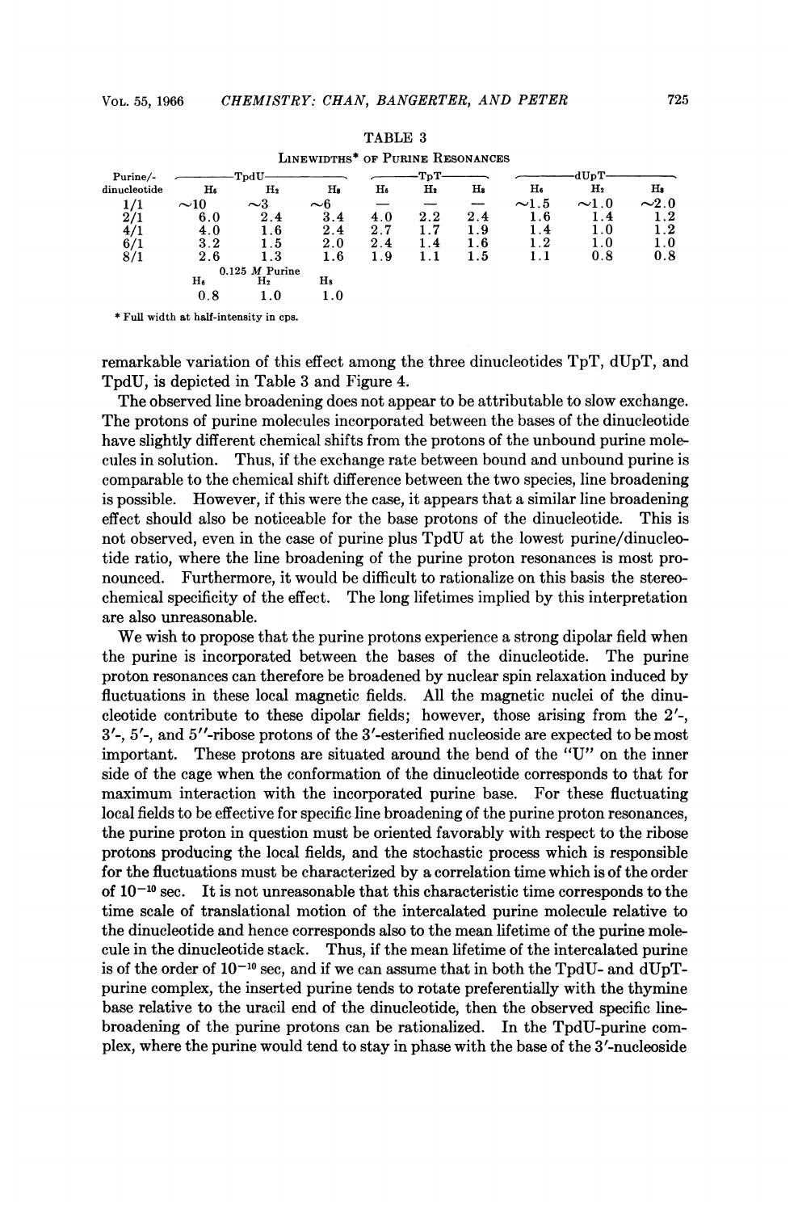TABLE 3

LINEWIDTHS* OF PURINE RESONANCES

| Purine/-dinucleotide | TpdU | | | TpT | | | dUpT | | |
|---|---|---|---|---|---|---|---|---|---|
| | $H_6$ | $H_2$ | $H_8$ | $H_6$ | $H_2$ | $H_8$ | $H_6$ | $H_2$ | $H_8$ |
| 1/1 | ~10 | ~3 | ~6 | — | — | — | ~1.5 | ~1.0 | ~2.0 |
| 2/1 | 6.0 | 2.4 | 3.4 | 4.0 | 2.2 | 2.4 | 1.6 | 1.4 | 1.2 |
| 4/1 | 4.0 | 1.6 | 2.4 | 2.7 | 1.7 | 1.9 | 1.4 | 1.0 | 1.2 |
| 6/1 | 3.2 | 1.5 | 2.0 | 2.4 | 1.4 | 1.6 | 1.2 | 1.0 | 1.0 |
| 8/1 | 2.6 | 1.3 | 1.6 | 1.9 | 1.1 | 1.5 | 1.1 | 0.8 | 0.8 |
| | 0.125 *M* Purine | | | | | | | | |
| | $H_6$ | $H_2$ | $H_8$ | | | | | | |
| | 0.8 | 1.0 | 1.0 | | | | | | |

* Full width at half-intensity in cps.

remarkable variation of this effect among the three dinucleotides TpT, dUpT, and TpdU, is depicted in Table 3 and Figure 4.

The observed line broadening does not appear to be attributable to slow exchange. The protons of purine molecules incorporated between the bases of the dinucleotide have slightly different chemical shifts from the protons of the unbound purine molecules in solution. Thus, if the exchange rate between bound and unbound purine is comparable to the chemical shift difference between the two species, line broadening is possible. However, if this were the case, it appears that a similar line broadening effect should also be noticeable for the base protons of the dinucleotide. This is not observed, even in the case of purine plus TpdU at the lowest purine/dinucleotide ratio, where the line broadening of the purine proton resonances is most pronounced. Furthermore, it would be difficult to rationalize on this basis the stereochemical specificity of the effect. The long lifetimes implied by this interpretation are also unreasonable.

We wish to propose that the purine protons experience a strong dipolar field when the purine is incorporated between the bases of the dinucleotide. The purine proton resonances can therefore be broadened by nuclear spin relaxation induced by fluctuations in these local magnetic fields. All the magnetic nuclei of the dinucleotide contribute to these dipolar fields; however, those arising from the 2'-, 3'-, 5'-, and 5''-ribose protons of the 3'-esterified nucleoside are expected to be most important. These protons are situated around the bend of the "U" on the inner side of the cage when the conformation of the dinucleotide corresponds to that for maximum interaction with the incorporated purine base. For these fluctuating local fields to be effective for specific line broadening of the purine proton resonances, the purine proton in question must be oriented favorably with respect to the ribose protons producing the local fields, and the stochastic process which is responsible for the fluctuations must be characterized by a correlation time which is of the order of $10^{-10}$ sec. It is not unreasonable that this characteristic time corresponds to the time scale of translational motion of the intercalated purine molecule relative to the dinucleotide and hence corresponds also to the mean lifetime of the purine molecule in the dinucleotide stack. Thus, if the mean lifetime of the intercalated purine is of the order of $10^{-10}$ sec, and if we can assume that in both the TpdU- and dUpT-purine complex, the inserted purine tends to rotate preferentially with the thymine base relative to the uracil end of the dinucleotide, then the observed specific line-broadening of the purine protons can be rationalized. In the TpdU-purine complex, where the purine would tend to stay in phase with the base of the 3'-nucleoside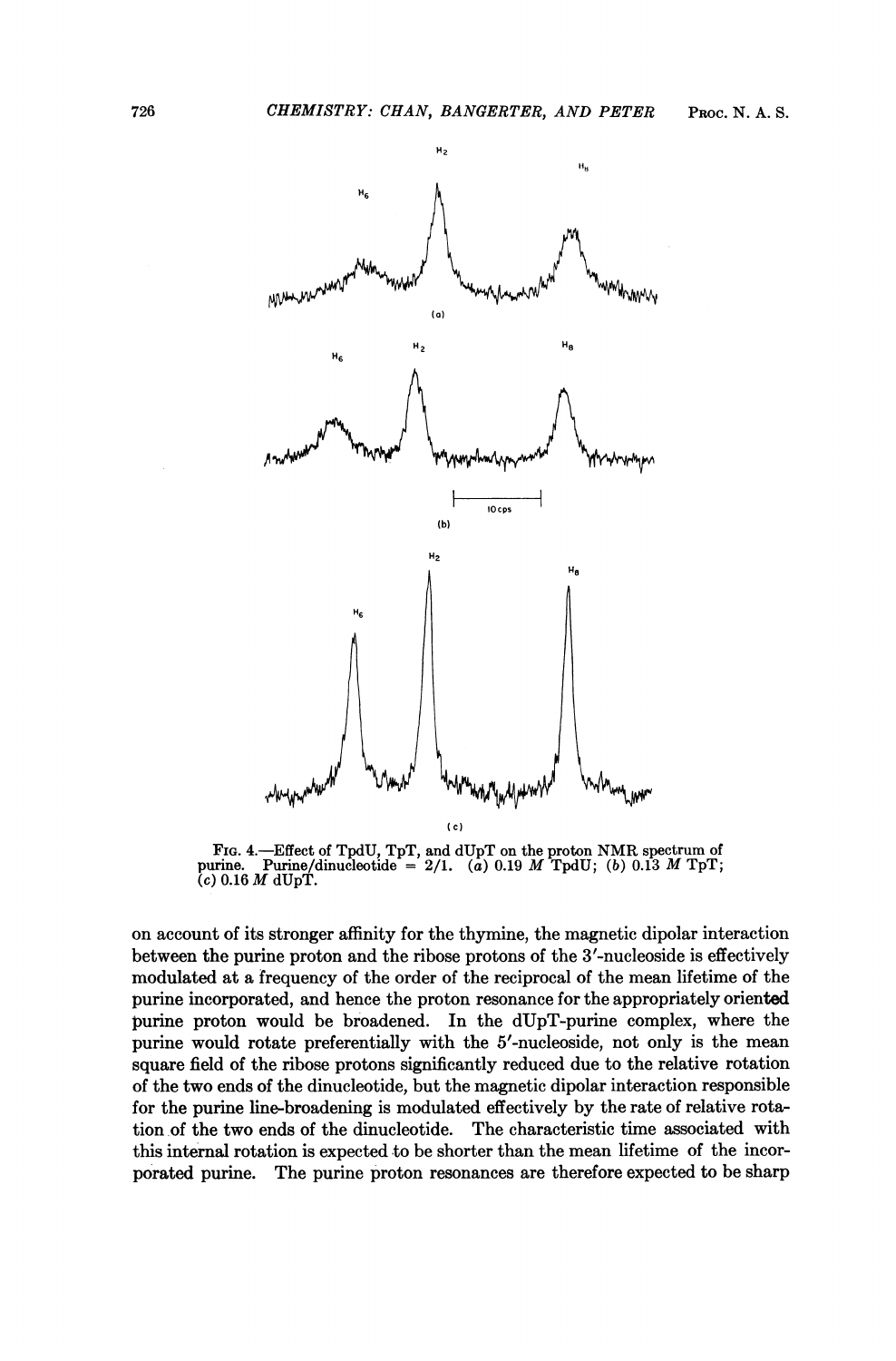H2

H8

H6

(a)

H6

H2

H8

10 cps

(b)

H2

H8

H6

(c)

FIG. 4.—Effect of TpdU, TpT, and dUpT on the proton NMR spectrum of purine. Purine/dinucleotide = 2/1. (*a*) 0.19 *M* TpdU; (*b*) 0.13 *M* TpT; (*c*) 0.16 *M* dUpT.

on account of its stronger affinity for the thymine, the magnetic dipolar interaction between the purine proton and the ribose protons of the 3′-nucleoside is effectively modulated at a frequency of the order of the reciprocal of the mean lifetime of the purine incorporated, and hence the proton resonance for the appropriately oriented purine proton would be broadened. In the dUpT-purine complex, where the purine would rotate preferentially with the 5′-nucleoside, not only is the mean square field of the ribose protons significantly reduced due to the relative rotation of the two ends of the dinucleotide, but the magnetic dipolar interaction responsible for the purine line-broadening is modulated effectively by the rate of relative rotation of the two ends of the dinucleotide. The characteristic time associated with this internal rotation is expected to be shorter than the mean lifetime of the incorporated purine. The purine proton resonances are therefore expected to be sharp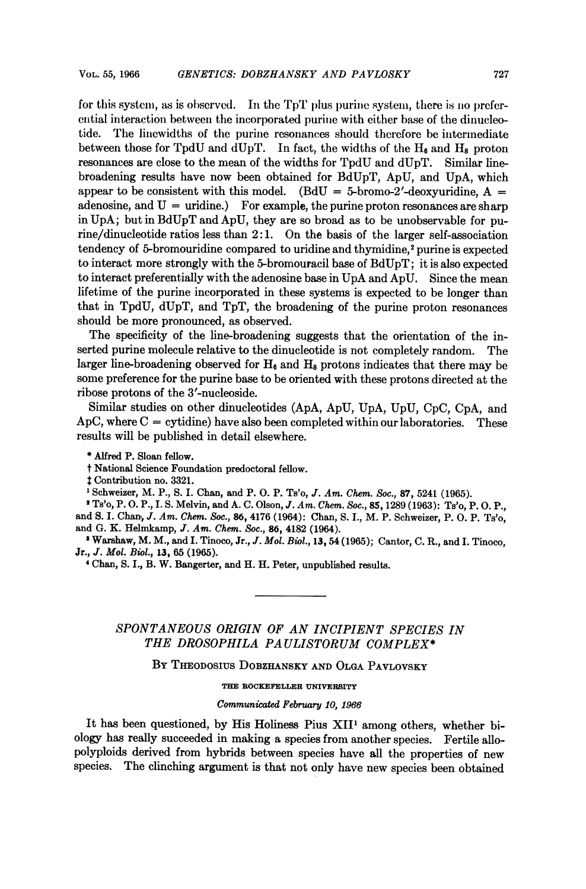for this system, as is observed. In the TpT plus purine system, there is no preferential interaction between the incorporated purine with either base of the dinucleotide. The linewidths of the purine resonances should therefore be intermediate between those for TpdU and dUpT. In fact, the widths of the $H_6$ and $H_8$ proton resonances are close to the mean of the widths for TpdU and dUpT. Similar line-broadening results have now been obtained for BdUpT, ApU, and UpA, which appear to be consistent with this model. (BdU = 5-bromo-2'-deoxyuridine, A = adenosine, and U = uridine.) For example, the purine proton resonances are sharp in UpA; but in BdUpT and ApU, they are so broad as to be unobservable for purine/dinucleotide ratios less than 2:1. On the basis of the larger self-association tendency of 5-bromouridine compared to uridine and thymidine,[2] purine is expected to interact more strongly with the 5-bromouracil base of BdUpT; it is also expected to interact preferentially with the adenosine base in UpA and ApU. Since the mean lifetime of the purine incorporated in these systems is expected to be longer than that in TpdU, dUpT, and TpT, the broadening of the purine proton resonances should be more pronounced, as observed.

The specificity of the line-broadening suggests that the orientation of the inserted purine molecule relative to the dinucleotide is not completely random. The larger line-broadening observed for $H_6$ and $H_8$ protons indicates that there may be some preference for the purine base to be oriented with these protons directed at the ribose protons of the 3'-nucleoside.

Similar studies on other dinucleotides (ApA, ApU, UpA, UpU, CpC, CpA, and ApC, where C = cytidine) have also been completed within our laboratories. These results will be published in detail elsewhere.

* Alfred P. Sloan fellow.

† National Science Foundation predoctoral fellow.

‡ Contribution no. 3321.

[1] Schweizer, M. P., S. I. Chan, and P. O. P. Ts'o, *J. Am. Chem. Soc.*, **87**, 5241 (1965).

[2] Ts'o, P. O. P., I. S. Melvin, and A. C. Olson, *J. Am. Chem. Soc.*, **85**, 1289 (1963): Ts'o, P. O. P., and S. I. Chan, *J. Am. Chem. Soc.*, **86**, 4176 (1964): Chan, S. I., M. P. Schweizer, P. O. P. Ts'o, and G. K. Helmkamp, *J. Am. Chem. Soc.*, **86**, 4182 (1964).

[3] Warshaw, M. M., and I. Tinoco, Jr., *J. Mol. Biol.*, **13**, 54 (1965); Cantor, C. R., and I. Tinoco, Jr., *J. Mol. Biol.*, **13**, 65 (1965).

[4] Chan, S. I., B. W. Bangerter, and H. H. Peter, unpublished results.

---

# *SPONTANEOUS ORIGIN OF AN INCIPIENT SPECIES IN THE DROSOPHILA PAULISTORUM COMPLEX**

By Theodosius Dobzhansky and Olga Pavlovsky

THE ROCKEFELLER UNIVERSITY

*Communicated February 10, 1966*

It has been questioned, by His Holiness Pius XII[1] among others, whether biology has really succeeded in making a species from another species. Fertile allopolyploids derived from hybrids between species have all the properties of new species. The clinching argument is that not only have new species been obtained